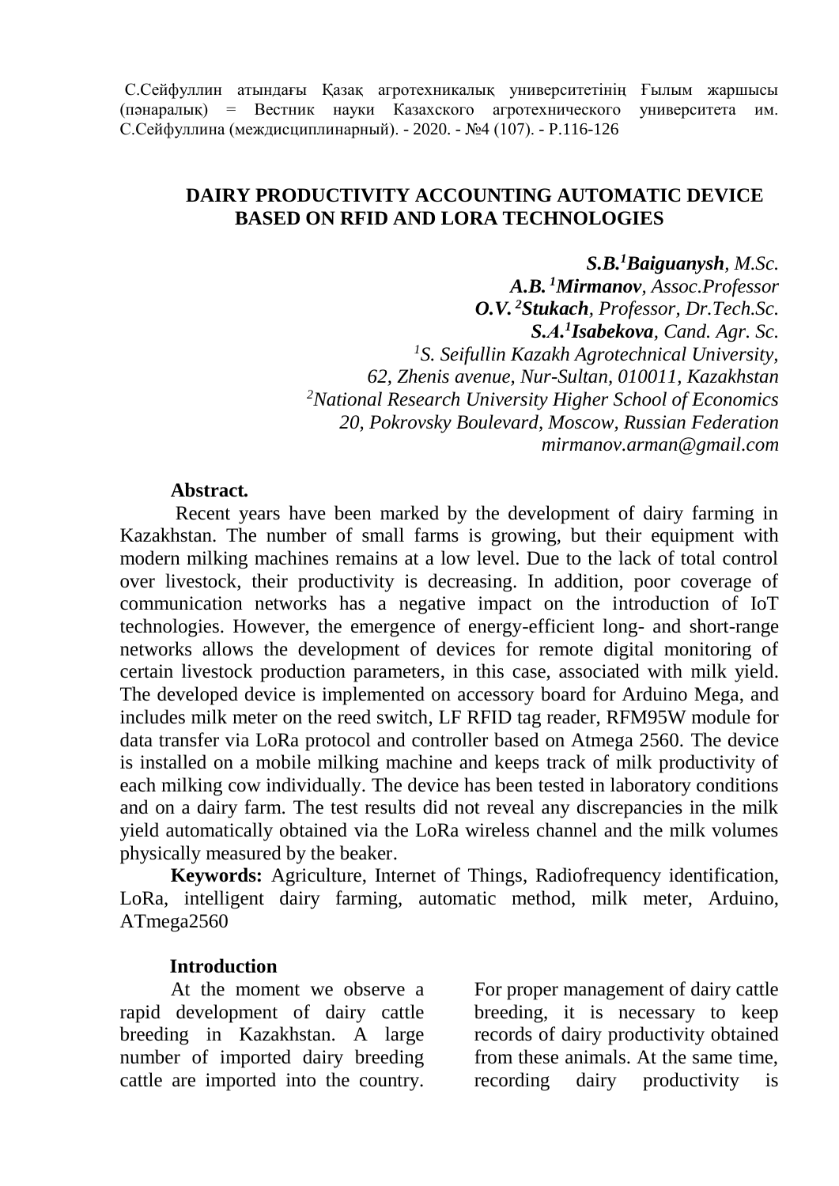С.Сейфуллин атындағы Қазақ агротехникалық университетінің Ғылым жаршысы (пәнаралық) = Вестник науки Казахского агротехнического университета им. С.Сейфуллина (междисциплинарный). - 2020. - №4 (107). - P.116-126

# DAIRY PRODUCTIVITY ACCOUNTING AUTOMATIC DEVICE BASED ON RFID AND LORA TECHNOLOGIES

***S.B.[1]Baiguanysh**, M.Sc.*
***A.B. [1]Mirmanov**, Assoc.Professor*
***O.V. [2]Stukach**, Professor, Dr.Tech.Sc.*
***S.A.[1]Isabekova**, Cand. Agr. Sc.*
*[1]S. Seifullin Kazakh Agrotechnical University,*
*62, Zhenis avenue, Nur-Sultan, 010011, Kazakhstan*
*[2]National Research University Higher School of Economics*
*20, Pokrovsky Boulevard, Moscow, Russian Federation*
*mirmanov.arman@gmail.com*

**Abstract.**

Recent years have been marked by the development of dairy farming in Kazakhstan. The number of small farms is growing, but their equipment with modern milking machines remains at a low level. Due to the lack of total control over livestock, their productivity is decreasing. In addition, poor coverage of communication networks has a negative impact on the introduction of IoT technologies. However, the emergence of energy-efficient long- and short-range networks allows the development of devices for remote digital monitoring of certain livestock production parameters, in this case, associated with milk yield. The developed device is implemented on accessory board for Arduino Mega, and includes milk meter on the reed switch, LF RFID tag reader, RFM95W module for data transfer via LoRa protocol and controller based on Atmega 2560. The device is installed on a mobile milking machine and keeps track of milk productivity of each milking cow individually. The device has been tested in laboratory conditions and on a dairy farm. The test results did not reveal any discrepancies in the milk yield automatically obtained via the LoRa wireless channel and the milk volumes physically measured by the beaker.

**Keywords:** Agriculture, Internet of Things, Radiofrequency identification, LoRa, intelligent dairy farming, automatic method, milk meter, Arduino, ATmega2560

**Introduction**

At the moment we observe a rapid development of dairy cattle breeding in Kazakhstan. A large number of imported dairy breeding cattle are imported into the country. For proper management of dairy cattle breeding, it is necessary to keep records of dairy productivity obtained from these animals. At the same time, recording dairy productivity is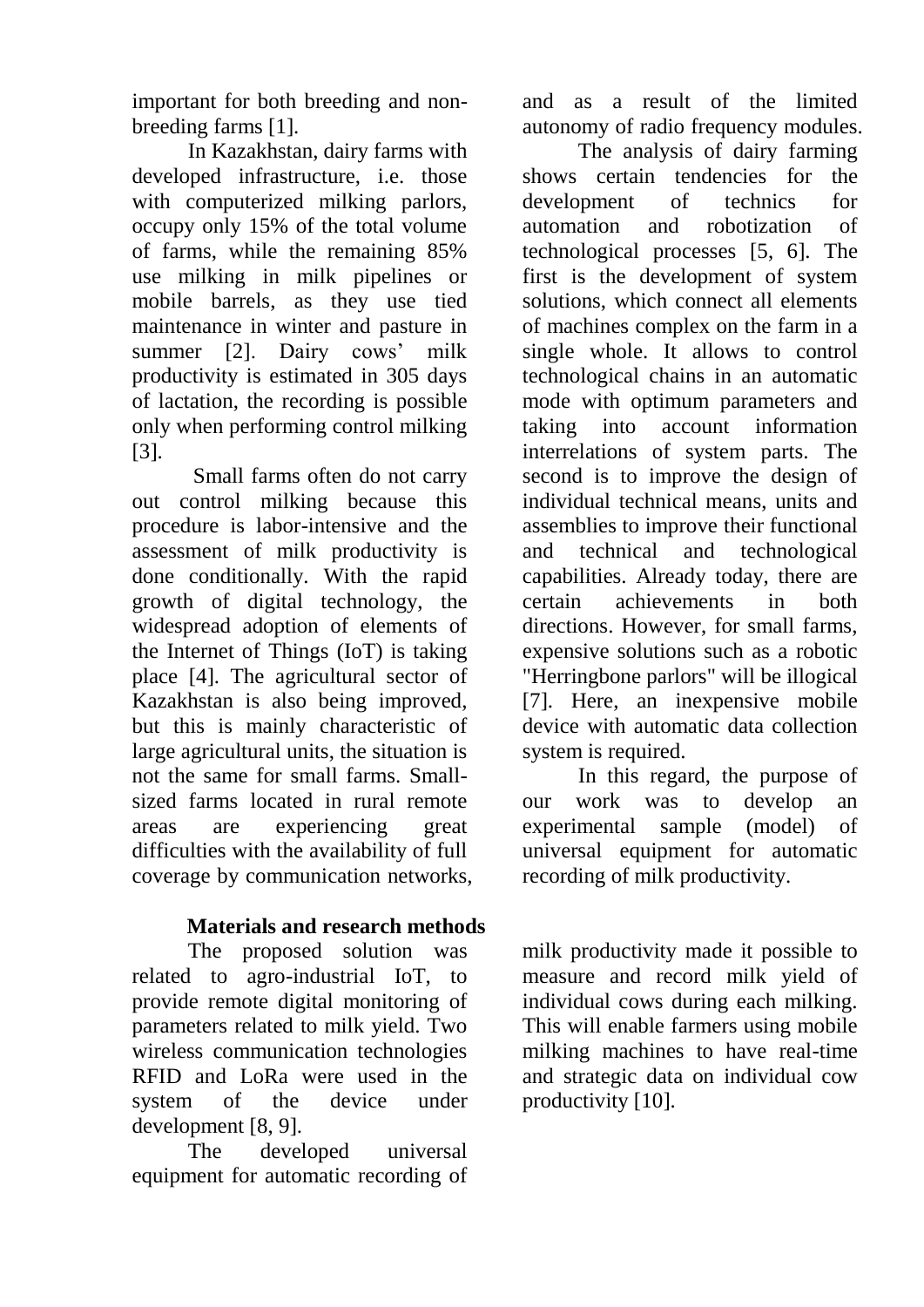important for both breeding and non-breeding farms [1].

In Kazakhstan, dairy farms with developed infrastructure, i.e. those with computerized milking parlors, occupy only 15% of the total volume of farms, while the remaining 85% use milking in milk pipelines or mobile barrels, as they use tied maintenance in winter and pasture in summer [2]. Dairy cows' milk productivity is estimated in 305 days of lactation, the recording is possible only when performing control milking [3].

Small farms often do not carry out control milking because this procedure is labor-intensive and the assessment of milk productivity is done conditionally. With the rapid growth of digital technology, the widespread adoption of elements of the Internet of Things (IoT) is taking place [4]. The agricultural sector of Kazakhstan is also being improved, but this is mainly characteristic of large agricultural units, the situation is not the same for small farms. Small-sized farms located in rural remote areas are experiencing great difficulties with the availability of full coverage by communication networks, and as a result of the limited autonomy of radio frequency modules.

The analysis of dairy farming shows certain tendencies for the development of technics for automation and robotization of technological processes [5, 6]. The first is the development of system solutions, which connect all elements of machines complex on the farm in a single whole. It allows to control technological chains in an automatic mode with optimum parameters and taking into account information interrelations of system parts. The second is to improve the design of individual technical means, units and assemblies to improve their functional and technical and technological capabilities. Already today, there are certain achievements in both directions. However, for small farms, expensive solutions such as a robotic "Herringbone parlors" will be illogical [7]. Here, an inexpensive mobile device with automatic data collection system is required.

In this regard, the purpose of our work was to develop an experimental sample (model) of universal equipment for automatic recording of milk productivity.

## Materials and research methods

The proposed solution was related to agro-industrial IoT, to provide remote digital monitoring of parameters related to milk yield. Two wireless communication technologies RFID and LoRa were used in the system of the device under development [8, 9].

The developed universal equipment for automatic recording of milk productivity made it possible to measure and record milk yield of individual cows during each milking. This will enable farmers using mobile milking machines to have real-time and strategic data on individual cow productivity [10].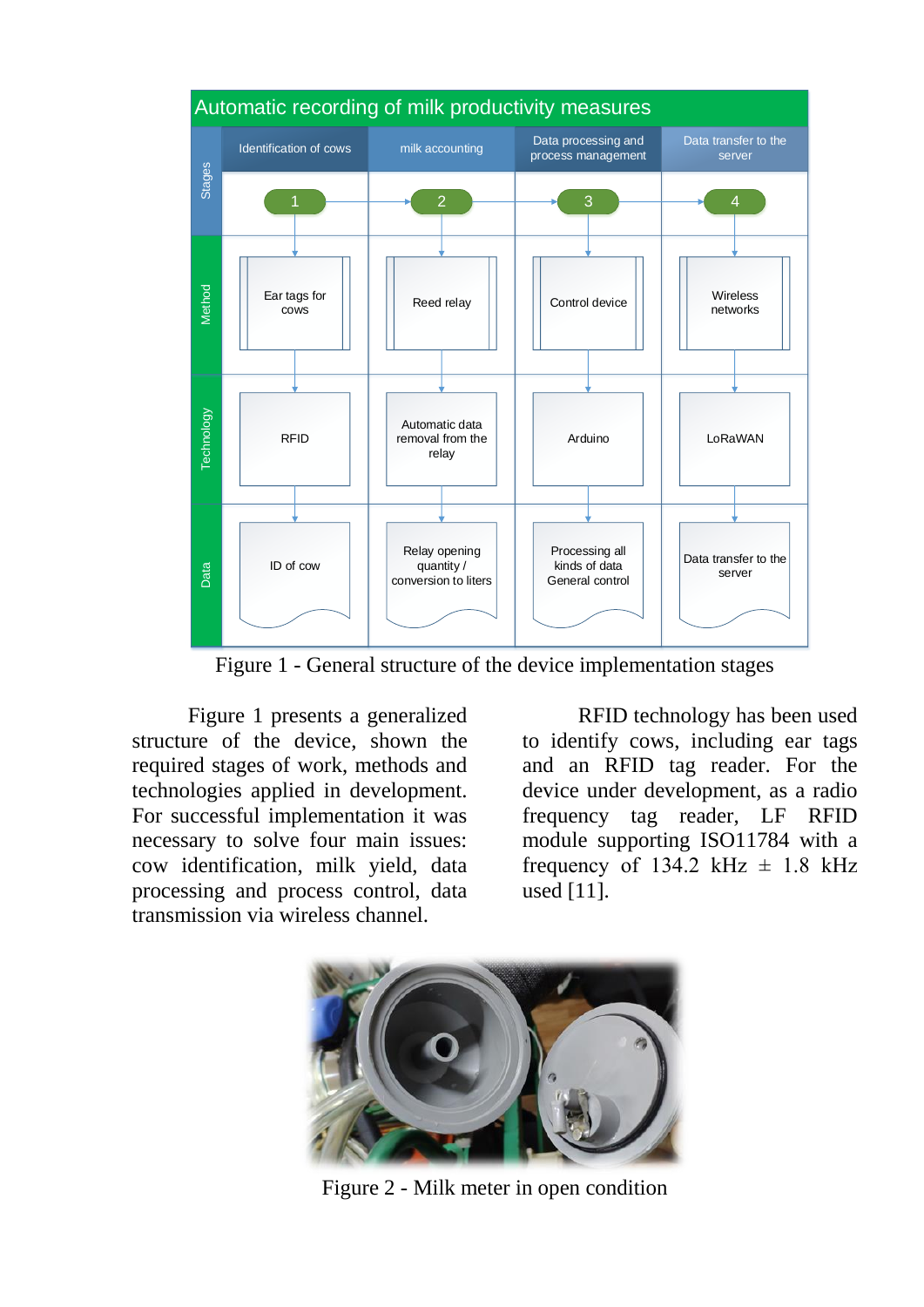| Automatic recording of milk productivity measures | | | | |
|---|---|---|---|---|
| Stages | Identification of cows | milk accounting | Data processing and process management | Data transfer to the server |
| | 1 | 2 | 3 | 4 |
| Method | Ear tags for cows | Reed relay | Control device | Wireless networks |
| Technology | RFID | Automatic data removal from the relay | Arduino | LoRaWAN |
| Data | ID of cow | Relay opening quantity / conversion to liters | Processing all kinds of data General control | Data transfer to the server |

Figure 1 - General structure of the device implementation stages

Figure 1 presents a generalized structure of the device, shown the required stages of work, methods and technologies applied in development. For successful implementation it was necessary to solve four main issues: cow identification, milk yield, data processing and process control, data transmission via wireless channel.

RFID technology has been used to identify cows, including ear tags and an RFID tag reader. For the device under development, as a radio frequency tag reader, LF RFID module supporting ISO11784 with a frequency of 134.2 kHz ± 1.8 kHz used [11].

Figure 2 - Milk meter in open condition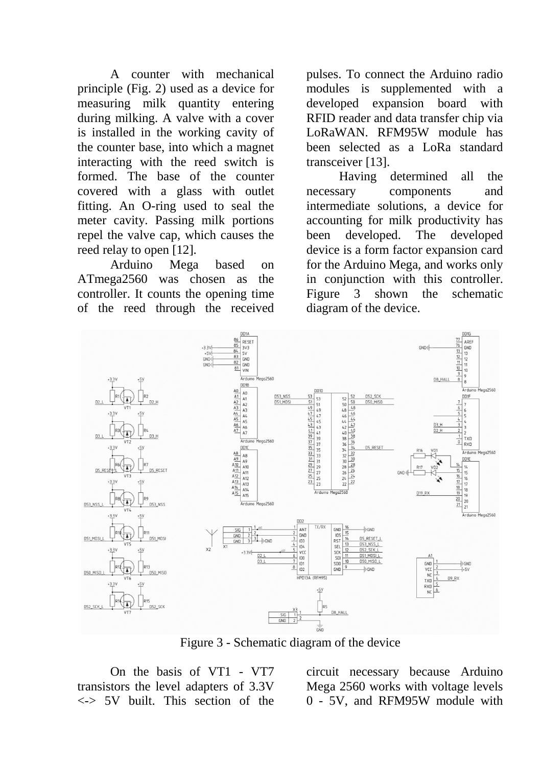A counter with mechanical principle (Fig. 2) used as a device for measuring milk quantity entering during milking. A valve with a cover is installed in the working cavity of the counter base, into which a magnet interacting with the reed switch is formed. The base of the counter covered with a glass with outlet fitting. An O-ring used to seal the meter cavity. Passing milk portions repel the valve cap, which causes the reed relay to open [12].

Arduino Mega based on ATmega2560 was chosen as the controller. It counts the opening time of the reed through the received pulses. To connect the Arduino radio modules is supplemented with a developed expansion board with RFID reader and data transfer chip via LoRaWAN. RFM95W module has been selected as a LoRa standard transceiver [13].

Having determined all the necessary components and intermediate solutions, a device for accounting for milk productivity has been developed. The developed device is a form factor expansion card for the Arduino Mega, and works only in conjunction with this controller. Figure 3 shown the schematic diagram of the device.

Figure 3 - Schematic diagram of the device

On the basis of VT1 - VT7 transistors the level adapters of 3.3V <-> 5V built. This section of the circuit necessary because Arduino Mega 2560 works with voltage levels 0 - 5V, and RFM95W module with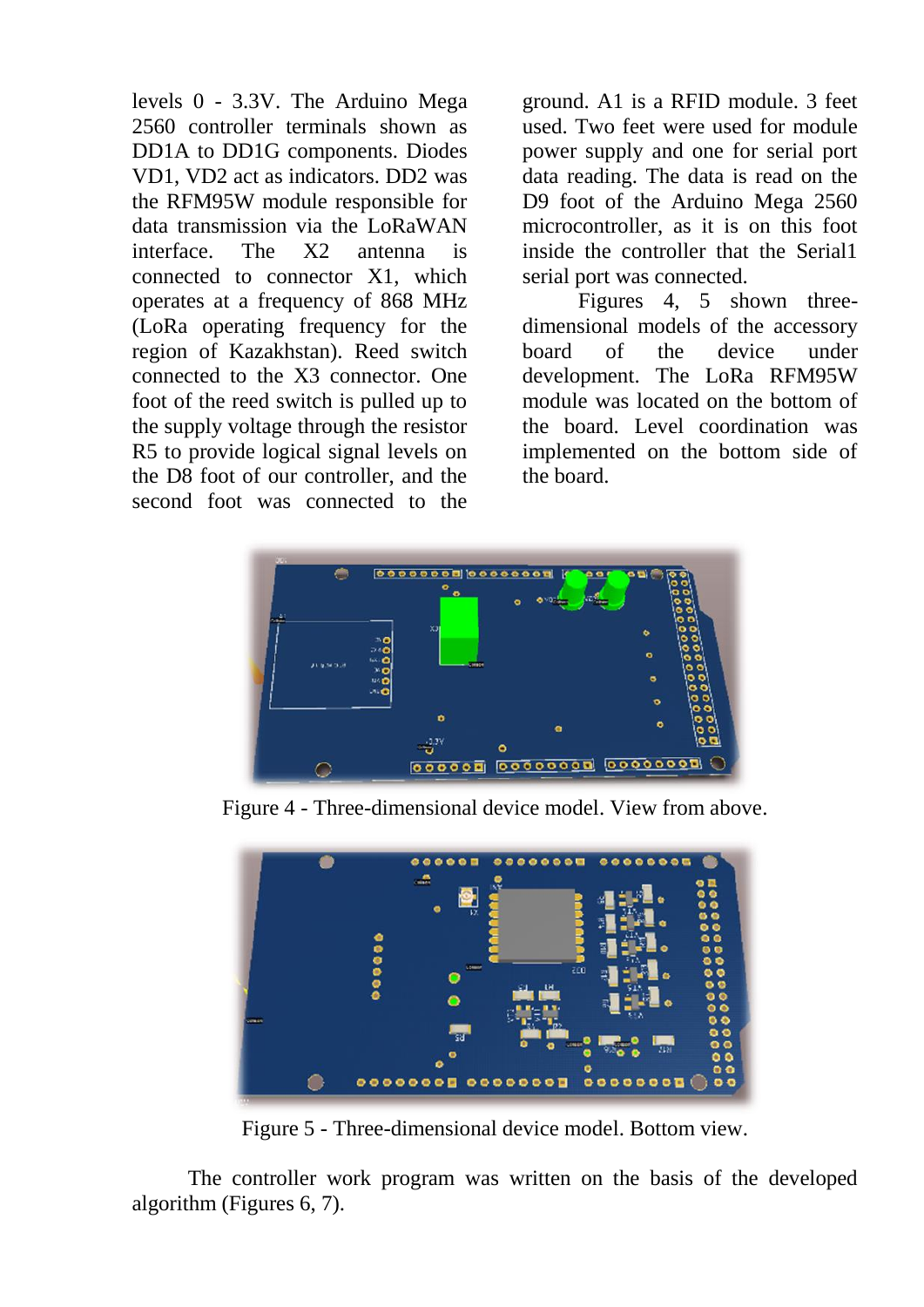levels 0 - 3.3V. The Arduino Mega 2560 controller terminals shown as DD1A to DD1G components. Diodes VD1, VD2 act as indicators. DD2 was the RFM95W module responsible for data transmission via the LoRaWAN interface. The X2 antenna is connected to connector X1, which operates at a frequency of 868 MHz (LoRa operating frequency for the region of Kazakhstan). Reed switch connected to the X3 connector. One foot of the reed switch is pulled up to the supply voltage through the resistor R5 to provide logical signal levels on the D8 foot of our controller, and the second foot was connected to the ground. A1 is a RFID module. 3 feet used. Two feet were used for module power supply and one for serial port data reading. The data is read on the D9 foot of the Arduino Mega 2560 microcontroller, as it is on this foot inside the controller that the Serial1 serial port was connected.

Figures 4, 5 shown three-dimensional models of the accessory board of the device under development. The LoRa RFM95W module was located on the bottom of the board. Level coordination was implemented on the bottom side of the board.

Figure 4 - Three-dimensional device model. View from above.

Figure 5 - Three-dimensional device model. Bottom view.

The controller work program was written on the basis of the developed algorithm (Figures 6, 7).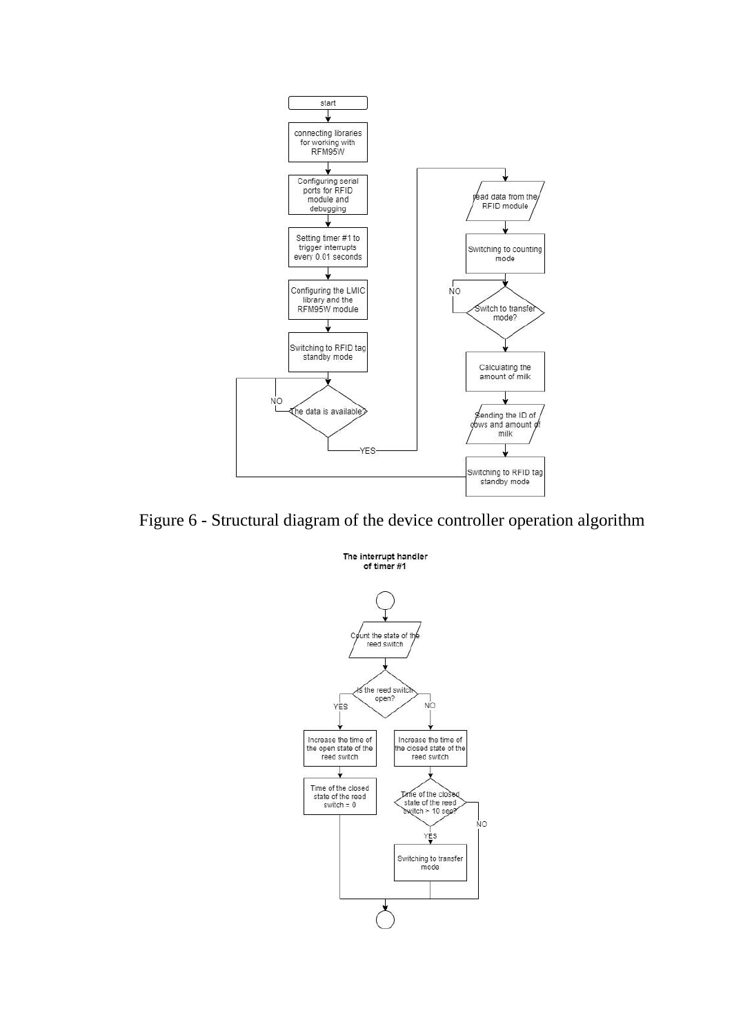Figure 6 - Structural diagram of the device controller operation algorithm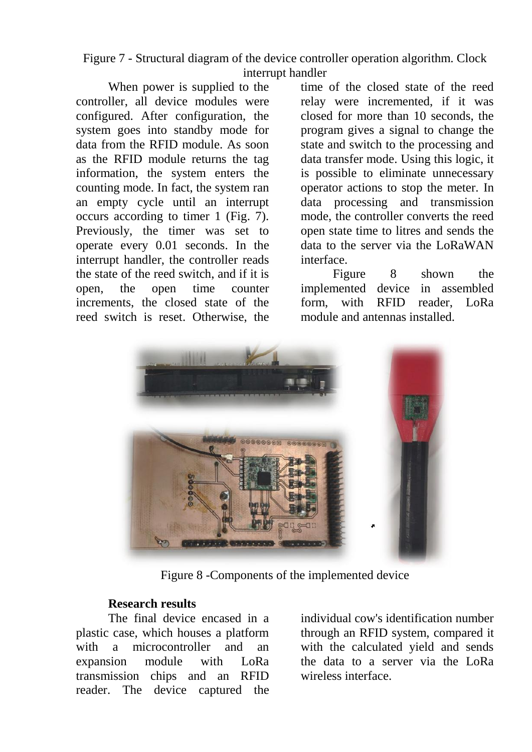Figure 7 - Structural diagram of the device controller operation algorithm. Clock interrupt handler

When power is supplied to the controller, all device modules were configured. After configuration, the system goes into standby mode for data from the RFID module. As soon as the RFID module returns the tag information, the system enters the counting mode. In fact, the system ran an empty cycle until an interrupt occurs according to timer 1 (Fig. 7). Previously, the timer was set to operate every 0.01 seconds. In the interrupt handler, the controller reads the state of the reed switch, and if it is open, the open time counter increments, the closed state of the reed switch is reset. Otherwise, the time of the closed state of the reed relay were incremented, if it was closed for more than 10 seconds, the program gives a signal to change the state and switch to the processing and data transfer mode. Using this logic, it is possible to eliminate unnecessary operator actions to stop the meter. In data processing and transmission mode, the controller converts the reed open state time to litres and sends the data to the server via the LoRaWAN interface.

Figure 8 shown the implemented device in assembled form, with RFID reader, LoRa module and antennas installed.

Figure 8 -Components of the implemented device

**Research results**

The final device encased in a plastic case, which houses a platform with a microcontroller and an expansion module with LoRa transmission chips and an RFID reader. The device captured the individual cow's identification number through an RFID system, compared it with the calculated yield and sends the data to a server via the LoRa wireless interface.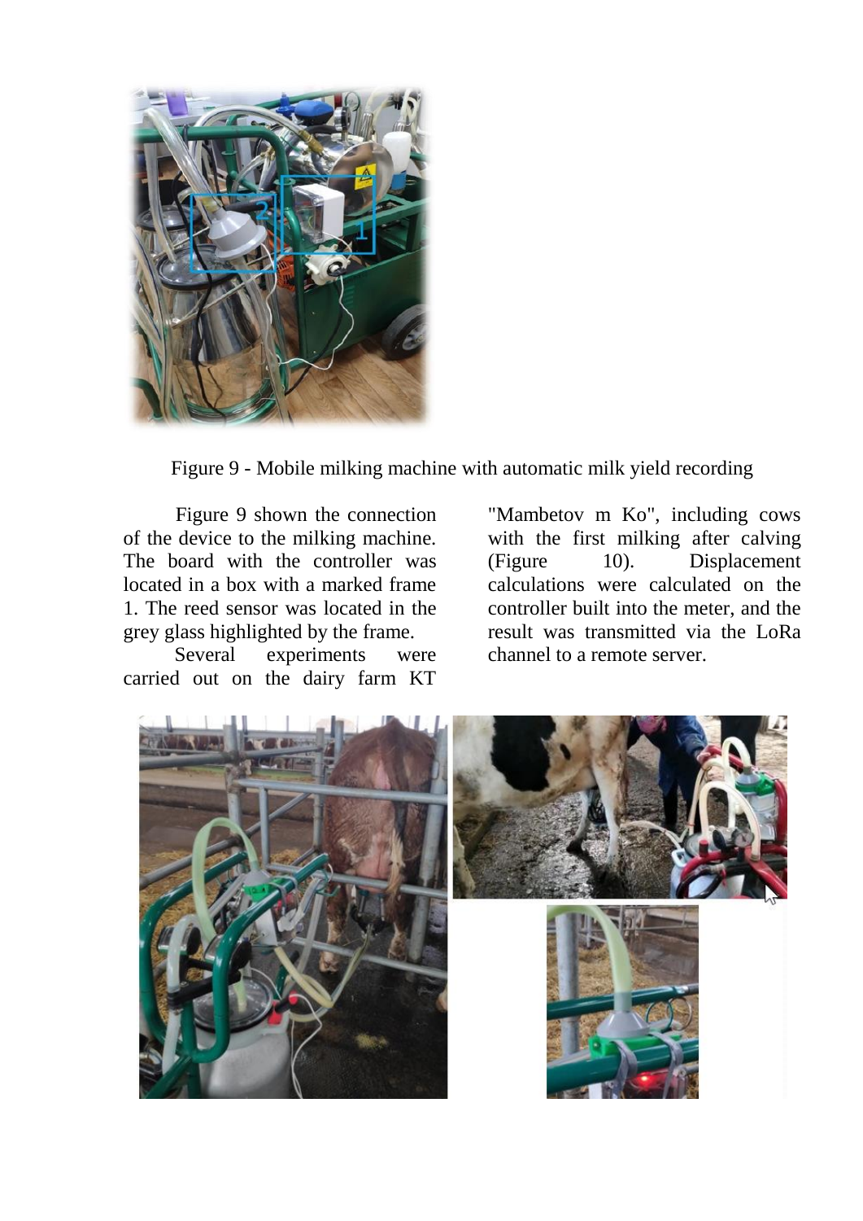Figure 9 - Mobile milking machine with automatic milk yield recording

Figure 9 shown the connection of the device to the milking machine. The board with the controller was located in a box with a marked frame 1. The reed sensor was located in the grey glass highlighted by the frame.

Several experiments were carried out on the dairy farm KT "Mambetov m Ko", including cows with the first milking after calving (Figure 10). Displacement calculations were calculated on the controller built into the meter, and the result was transmitted via the LoRa channel to a remote server.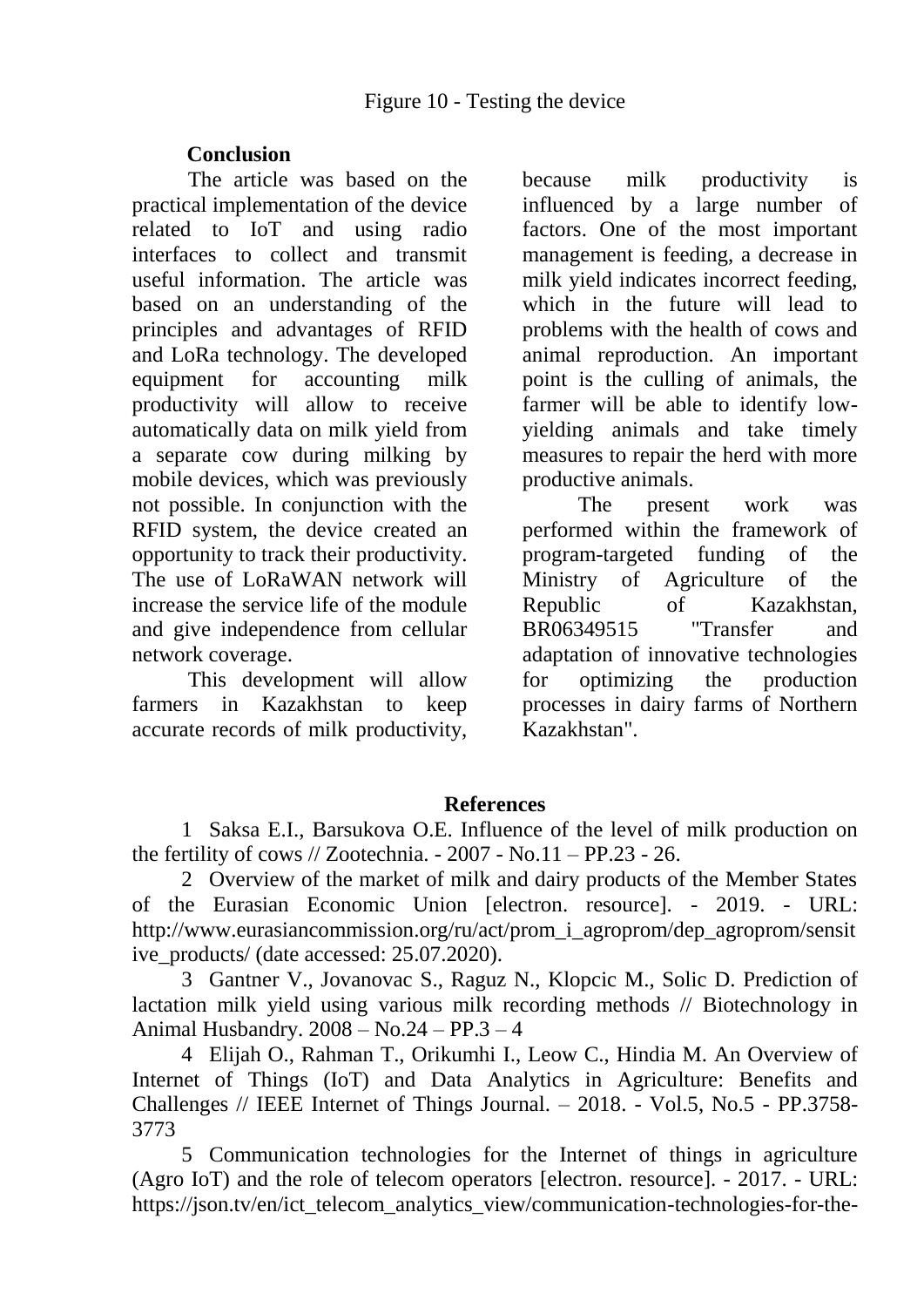Figure 10 - Testing the device

## Conclusion

The article was based on the practical implementation of the device related to IoT and using radio interfaces to collect and transmit useful information. The article was based on an understanding of the principles and advantages of RFID and LoRa technology. The developed equipment for accounting milk productivity will allow to receive automatically data on milk yield from a separate cow during milking by mobile devices, which was previously not possible. In conjunction with the RFID system, the device created an opportunity to track their productivity. The use of LoRaWAN network will increase the service life of the module and give independence from cellular network coverage.

This development will allow farmers in Kazakhstan to keep accurate records of milk productivity, because milk productivity is influenced by a large number of factors. One of the most important management is feeding, a decrease in milk yield indicates incorrect feeding, which in the future will lead to problems with the health of cows and animal reproduction. An important point is the culling of animals, the farmer will be able to identify low-yielding animals and take timely measures to repair the herd with more productive animals.

The present work was performed within the framework of program-targeted funding of the Ministry of Agriculture of the Republic of Kazakhstan, BR06349515 "Transfer and adaptation of innovative technologies for optimizing the production processes in dairy farms of Northern Kazakhstan".

## References

1 Saksa E.I., Barsukova O.E. Influence of the level of milk production on the fertility of cows // Zootechnia. - 2007 - No.11 – PP.23 - 26.

2 Overview of the market of milk and dairy products of the Member States of the Eurasian Economic Union [electron. resource]. - 2019. - URL: http://www.eurasiancommission.org/ru/act/prom_i_agroprom/dep_agroprom/sensitive_products/ (date accessed: 25.07.2020).

3 Gantner V., Jovanovac S., Raguz N., Klopcic M., Solic D. Prediction of lactation milk yield using various milk recording methods // Biotechnology in Animal Husbandry. 2008 – No.24 – PP.3 – 4

4 Elijah O., Rahman T., Orikumhi I., Leow C., Hindia M. An Overview of Internet of Things (IoT) and Data Analytics in Agriculture: Benefits and Challenges // IEEE Internet of Things Journal. – 2018. - Vol.5, No.5 - PP.3758-3773

5 Communication technologies for the Internet of things in agriculture (Agro IoT) and the role of telecom operators [electron. resource]. - 2017. - URL: https://json.tv/en/ict_telecom_analytics_view/communication-technologies-for-the-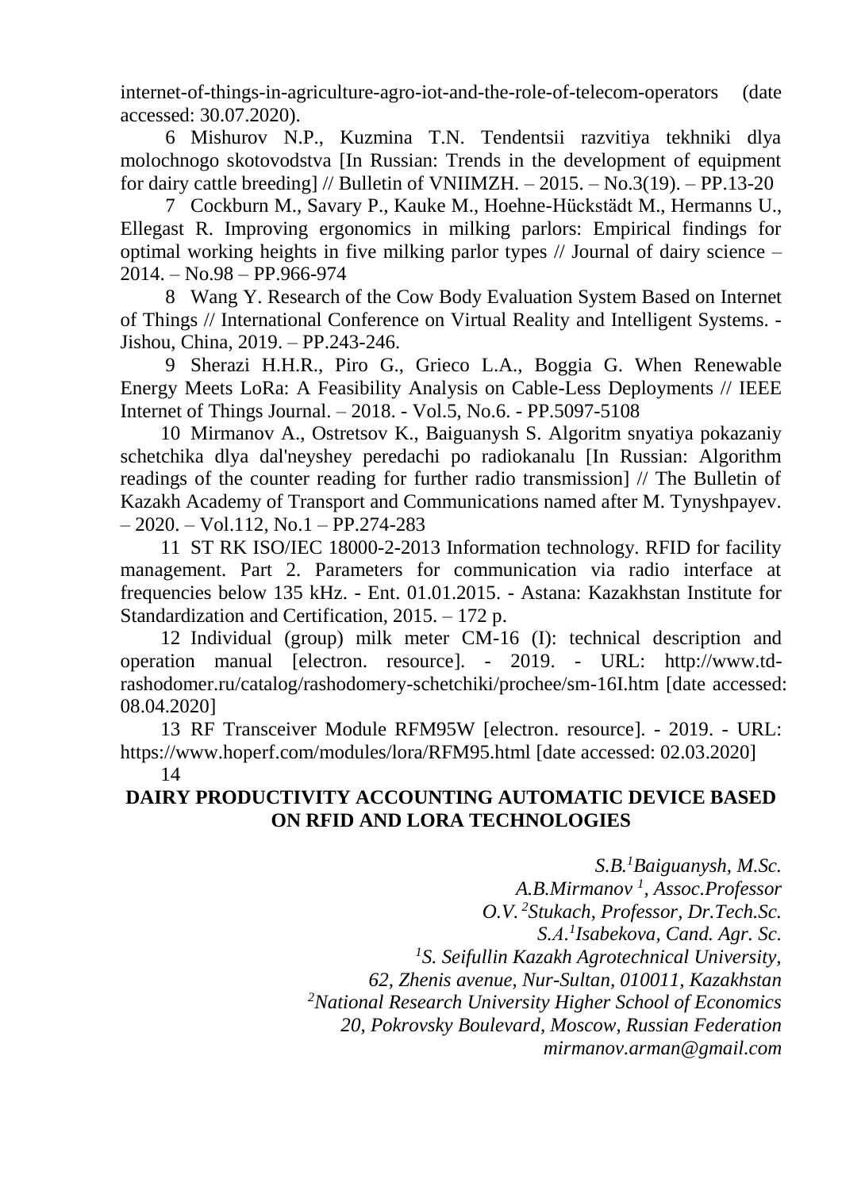internet-of-things-in-agriculture-agro-iot-and-the-role-of-telecom-operators (date accessed: 30.07.2020).

6 Mishurov N.P., Kuzmina T.N. Tendentsii razvitiya tekhniki dlya molochnogo skotovodstva [In Russian: Trends in the development of equipment for dairy cattle breeding] // Bulletin of VNIIMZH. – 2015. – No.3(19). – PP.13-20

7 Cockburn M., Savary P., Kauke M., Hoehne-Hückstädt M., Hermanns U., Ellegast R. Improving ergonomics in milking parlors: Empirical findings for optimal working heights in five milking parlor types // Journal of dairy science – 2014. – No.98 – PP.966-974

8 Wang Y. Research of the Cow Body Evaluation System Based on Internet of Things // International Conference on Virtual Reality and Intelligent Systems. - Jishou, China, 2019. – PP.243-246.

9 Sherazi H.H.R., Piro G., Grieco L.A., Boggia G. When Renewable Energy Meets LoRa: A Feasibility Analysis on Cable-Less Deployments // IEEE Internet of Things Journal. – 2018. - Vol.5, No.6. - PP.5097-5108

10 Mirmanov A., Ostretsov K., Baiguanysh S. Algoritm snyatiya pokazaniy schetchika dlya dal'neyshey peredachi po radiokanalu [In Russian: Algorithm readings of the counter reading for further radio transmission] // The Bulletin of Kazakh Academy of Transport and Communications named after M. Tynyshpayev. – 2020. – Vol.112, No.1 – PP.274-283

11 ST RK ISO/IEC 18000-2-2013 Information technology. RFID for facility management. Part 2. Parameters for communication via radio interface at frequencies below 135 kHz. - Ent. 01.01.2015. - Astana: Kazakhstan Institute for Standardization and Certification, 2015. – 172 p.

12 Individual (group) milk meter CM-16 (I): technical description and operation manual [electron. resource]. - 2019. - URL: http://www.td-rashodomer.ru/catalog/rashodomery-schetchiki/prochee/sm-16I.htm [date accessed: 08.04.2020]

13 RF Transceiver Module RFM95W [electron. resource]. - 2019. - URL: https://www.hoperf.com/modules/lora/RFM95.html [date accessed: 02.03.2020]

14

## DAIRY PRODUCTIVITY ACCOUNTING AUTOMATIC DEVICE BASED ON RFID AND LORA TECHNOLOGIES

*S.B.[1]Baiguanysh, M.Sc.*
*A.B.Mirmanov [1], Assoc.Professor*
*O.V.[2]Stukach, Professor, Dr.Tech.Sc.*
*S.A.[1]Isabekova, Cand. Agr. Sc.*
*[1]S. Seifullin Kazakh Agrotechnical University,*
*62, Zhenis avenue, Nur-Sultan, 010011, Kazakhstan*
*[2]National Research University Higher School of Economics*
*20, Pokrovsky Boulevard, Moscow, Russian Federation*
*mirmanov.arman@gmail.com*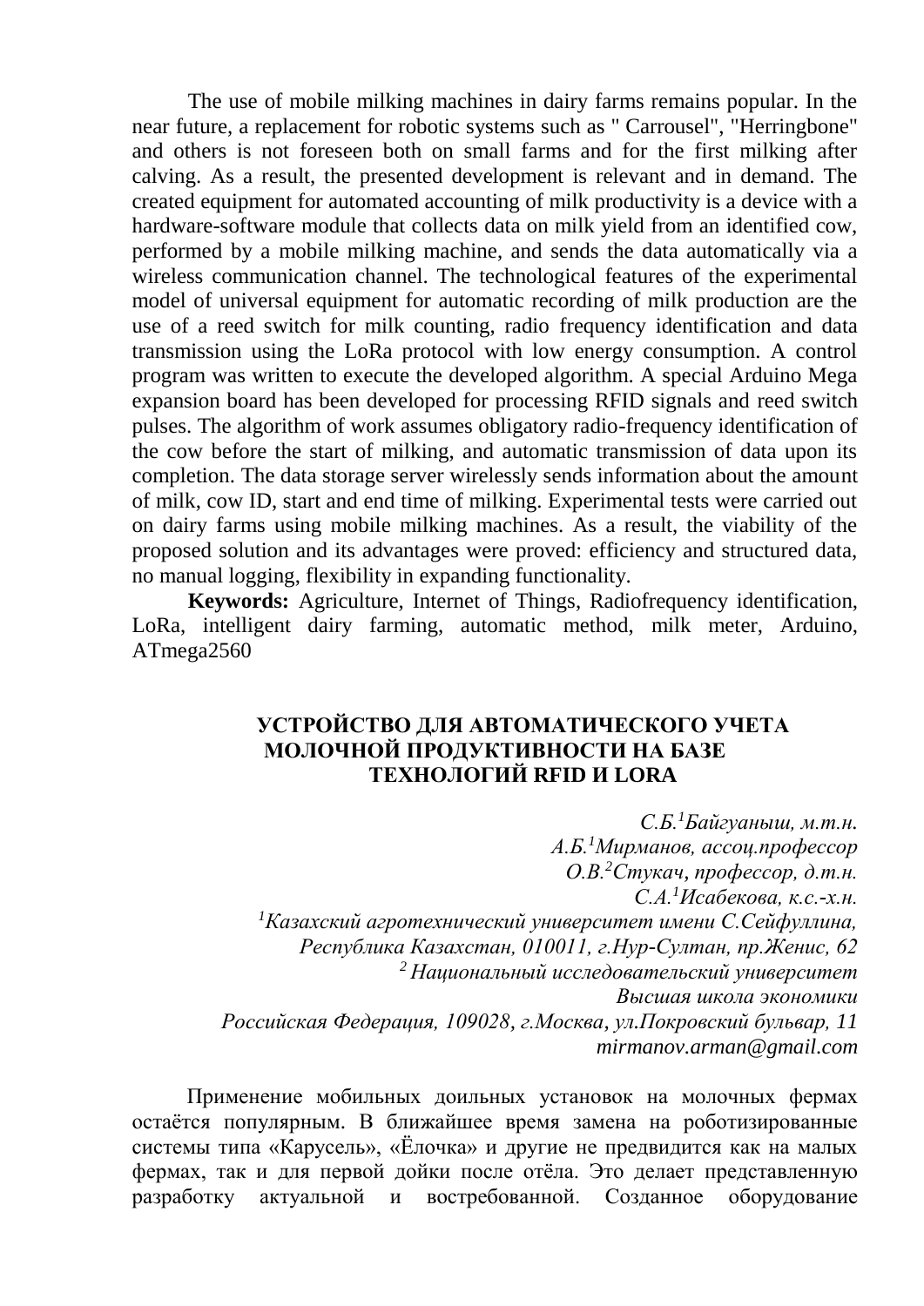The use of mobile milking machines in dairy farms remains popular. In the near future, a replacement for robotic systems such as " Carrousel", "Herringbone" and others is not foreseen both on small farms and for the first milking after calving. As a result, the presented development is relevant and in demand. The created equipment for automated accounting of milk productivity is a device with a hardware-software module that collects data on milk yield from an identified cow, performed by a mobile milking machine, and sends the data automatically via a wireless communication channel. The technological features of the experimental model of universal equipment for automatic recording of milk production are the use of a reed switch for milk counting, radio frequency identification and data transmission using the LoRa protocol with low energy consumption. A control program was written to execute the developed algorithm. A special Arduino Mega expansion board has been developed for processing RFID signals and reed switch pulses. The algorithm of work assumes obligatory radio-frequency identification of the cow before the start of milking, and automatic transmission of data upon its completion. The data storage server wirelessly sends information about the amount of milk, cow ID, start and end time of milking. Experimental tests were carried out on dairy farms using mobile milking machines. As a result, the viability of the proposed solution and its advantages were proved: efficiency and structured data, no manual logging, flexibility in expanding functionality.

**Keywords:** Agriculture, Internet of Things, Radiofrequency identification, LoRa, intelligent dairy farming, automatic method, milk meter, Arduino, ATmega2560

## УСТРОЙСТВО ДЛЯ АВТОМАТИЧЕСКОГО УЧЕТА МОЛОЧНОЙ ПРОДУКТИВНОСТИ НА БАЗЕ ТЕХНОЛОГИЙ RFID И LORA

*С.Б.[1]Байгуаныш, м.т.н.*
*А.Б.[1]Мирманов, ассоц.профессор*
*О.В.[2]Стукач, профессор, д.т.н.*
*С.А.[1]Исабекова, к.с.-х.н.*
*[1]Казахский агротехнический университет имени С.Сейфуллина, Республика Казахстан, 010011, г.Нур-Султан, пр.Женис, 62*
*[2] Национальный исследовательский университет Высшая школа экономики*
*Российская Федерация, 109028, г.Москва, ул.Покровский бульвар, 11*
*mirmanov.arman@gmail.com*

Применение мобильных доильных установок на молочных фермах остаётся популярным. В ближайшее время замена на роботизированные системы типа «Карусель», «Ёлочка» и другие не предвидится как на малых фермах, так и для первой дойки после отёла. Это делает представленную разработку актуальной и востребованной. Созданное оборудование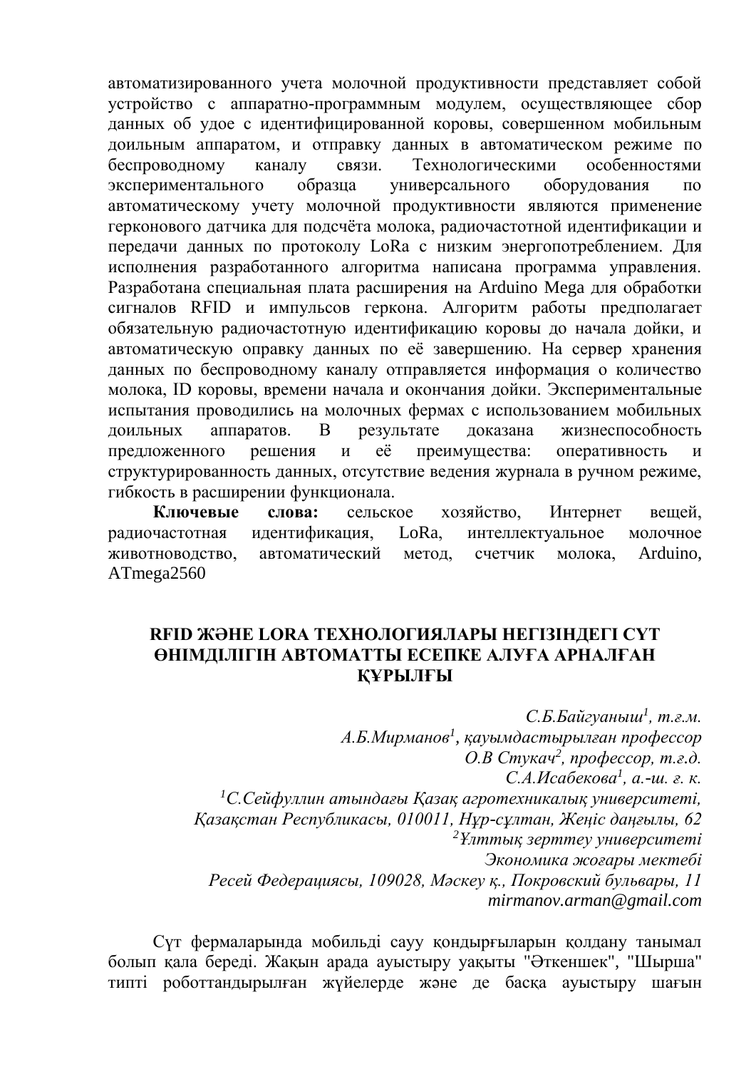автоматизированного учета молочной продуктивности представляет собой устройство с аппаратно-программным модулем, осуществляющее сбор данных об удое с идентифицированной коровы, совершенном мобильным доильным аппаратом, и отправку данных в автоматическом режиме по беспроводному каналу связи. Технологическими особенностями экспериментального образца универсального оборудования по автоматическому учету молочной продуктивности являются применение герконового датчика для подсчёта молока, радиочастотной идентификации и передачи данных по протоколу LoRa с низким энергопотреблением. Для исполнения разработанного алгоритма написана программа управления. Разработана специальная плата расширения на Arduino Mega для обработки сигналов RFID и импульсов геркона. Алгоритм работы предполагает обязательную радиочастотную идентификацию коровы до начала дойки, и автоматическую оправку данных по её завершению. На сервер хранения данных по беспроводному каналу отправляется информация о количество молока, ID коровы, времени начала и окончания дойки. Экспериментальные испытания проводились на молочных фермах с использованием мобильных доильных аппаратов. В результате доказана жизнеспособность предложенного решения и её преимущества: оперативность и структурированность данных, отсутствие ведения журнала в ручном режиме, гибкость в расширении функционала.

**Ключевые слова:** сельское хозяйство, Интернет вещей, радиочастотная идентификация, LoRa, интеллектуальное молочное животноводство, автоматический метод, счетчик молока, Arduino, ATmega2560

## RFID ЖӘНЕ LORA ТЕХНОЛОГИЯЛАРЫ НЕГІЗІНДЕГІ СҮТ ӨНІМДІЛІГІН АВТОМАТТЫ ЕСЕПКЕ АЛУҒА АРНАЛҒАН ҚҰРЫЛҒЫ

*С.Б.Байгуаныш[1], т.ғ.м.*
*А.Б.Мирманов[1], қауымдастырылған профессор*
*О.В Стукач[2], профессор, т.ғ.д.*
*С.А.Исабекова[1], а.-ш. ғ. к.*
*[1]С.Сейфуллин атындағы Қазақ агротехникалық университеті, Қазақстан Республикасы, 010011, Нұр-сұлтан, Жеңіс даңғылы, 62*
*[2]Ұлттық зерттеу университеті*
*Экономика жоғары мектебі*
*Ресей Федерациясы, 109028, Мәскеу қ., Покровский бульвары, 11*
*mirmanov.arman@gmail.com*

Сүт фермаларында мобильді сауу қондырғыларын қолдану танымал болып қала береді. Жақын арада ауыстыру уақыты "Өткеншек", "Шырша" типті роботтандырылған жүйелерде және де басқа ауыстыру шағын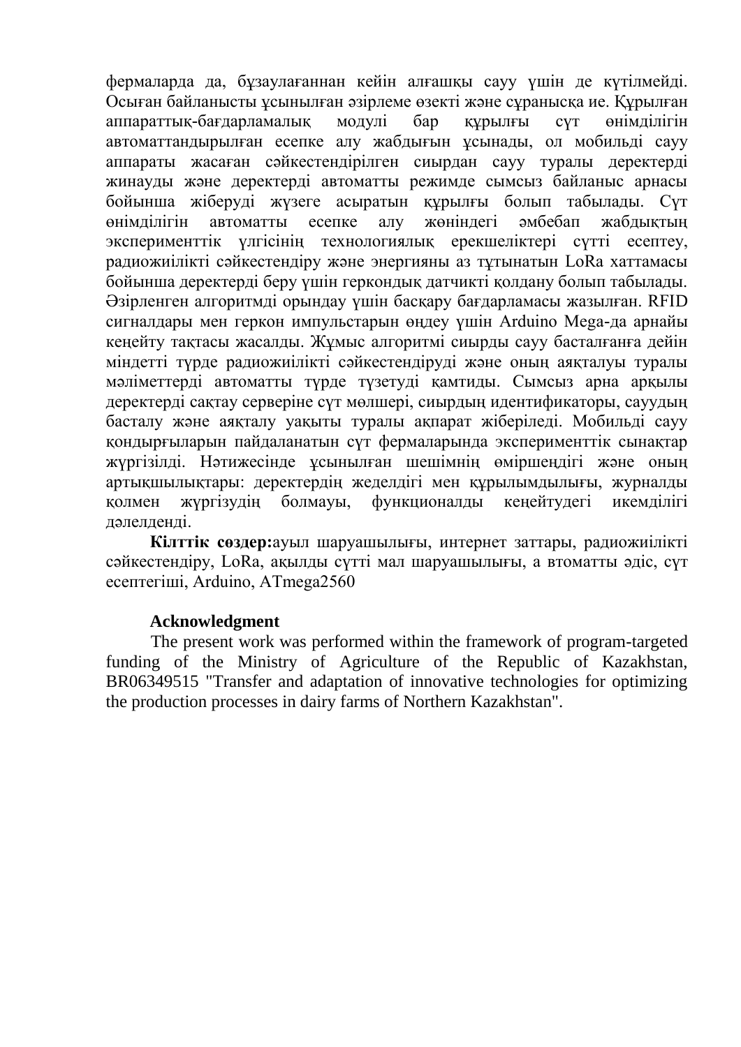фермаларда да, бұзаулағаннан кейін алғашқы сауу үшін де күтілмейді. Осыған байланысты ұсынылған әзірлеме өзекті және сұранысқа ие. Құрылған аппараттық-бағдарламалық модулі бар құрылғы сүт өнімділігін автоматтандырылған есепке алу жабдығын ұсынады, ол мобильді сауу аппараты жасаған сәйкестендірілген сиырдан сауу туралы деректерді жинауды және деректерді автоматты режимде сымсыз байланыс арнасы бойынша жіберуді жүзеге асыратын құрылғы болып табылады. Сүт өнімділігін автоматты есепке алу жөніндегі әмбебап жабдықтың эксперименттік үлгісінің технологиялық ерекшеліктері сүтті есептеу, радиожиілікті сәйкестендіру және энергияны аз тұтынатын LoRa хаттамасы бойынша деректерді беру үшін геркондық датчикті қолдану болып табылады. Әзірленген алгоритмді орындау үшін басқару бағдарламасы жазылған. RFID сигналдары мен геркон импульстарын өңдеу үшін Arduino Mega-да арнайы кеңейту тақтасы жасалды. Жұмыс алгоритмі сиырды сауу басталғанға дейін міндетті түрде радиожиілікті сәйкестендіруді және оның аяқталуы туралы мәліметтерді автоматты түрде түзетуді қамтиды. Сымсыз арна арқылы деректерді сақтау серверіне сүт мөлшері, сиырдың идентификаторы, сауудың басталу және аяқталу уақыты туралы ақпарат жіберіледі. Мобильді сауу қондырғыларын пайдаланатын сүт фермаларында эксперименттік сынақтар жүргізілді. Нәтижесінде ұсынылған шешімнің өміршеңдігі және оның артықшылықтары: деректердің жеделдігі мен құрылымдылығы, журналды қолмен жүргізудің болмауы, функционалды кеңейтудегі икемділігі дәлелденді.

**Кілттік сөздер:**ауыл шаруашылығы, интернет заттары, радиожиілікті сәйкестендіру, LoRa, ақылды сүтті мал шаруашылығы, а втоматты әдіс, сүт есептегіші, Arduino, ATmega2560

**Acknowledgment**

The present work was performed within the framework of program-targeted funding of the Ministry of Agriculture of the Republic of Kazakhstan, BR06349515 "Transfer and adaptation of innovative technologies for optimizing the production processes in dairy farms of Northern Kazakhstan".